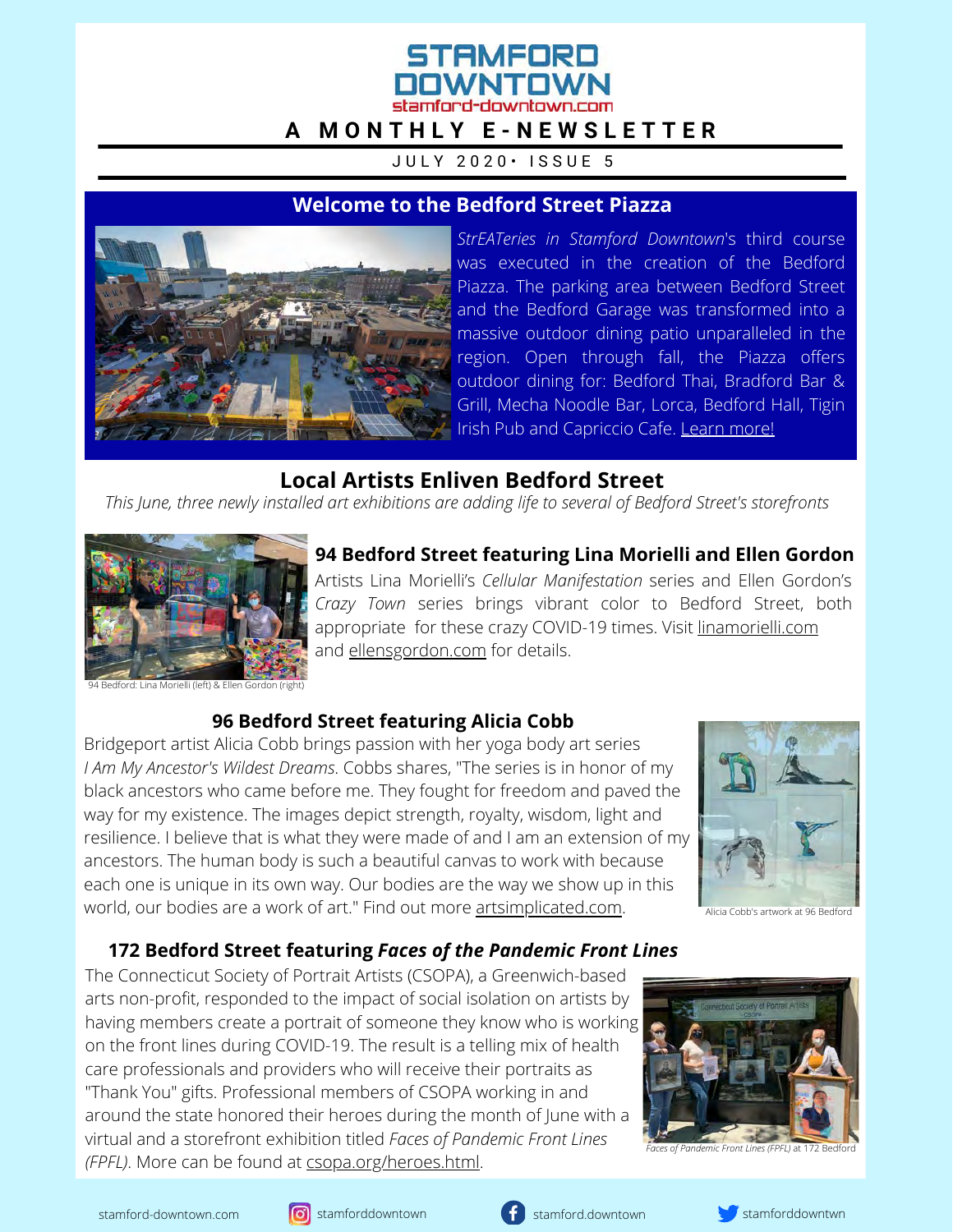# STAMFORD DOWNTOWN

stamford-downtown.com

## A MONTHLY E-NEWSLETTER

JULY 2020 • ISSUE 5

## Welcome to the Bedford Street Piazza

*StrEATeries in Stamford Downtown*'s third course was executed in the creation of the Bedford Piazza. The parking area between Bedford Street and the Bedford Garage was transformed into a massive outdoor dining patio unparalleled in the region. Open through fall, the Piazza offers outdoor dining for: Bedford Thai, Bradford Bar & Grill, Mecha Noodle Bar, Lorca, Bedford Hall, Tigin Irish Pub and Capriccio Cafe. Learn more!

## Local Artists Enliven Bedford Street

*This June, three newly installed art exhibitions are adding life to several of Bedford Street's storefronts*

### 94 Bedford Street featuring Lina Morielli and Ellen Gordon

Artists Lina Morielli's *Cellular Manifestation* series and Ellen Gordon's *Crazy Town* series brings vibrant color to Bedford Street, both appropriate for these crazy COVID-19 times. Visit linamorielli.com and ellensgordon.com for details.

94 Bedford: Lina Morielli (left) & Ellen Gordon (right)

### 96 Bedford Street featuring Alicia Cobb

Bridgeport artist Alicia Cobb brings passion with her yoga body art series *I Am My Ancestor's Wildest Dreams.* Cobbs shares, "The series is in honor of my black ancestors who came before me. They fought for freedom and paved the way for my existence. The images depict strength, royalty, wisdom, light and resilience. I believe that is what they were made of and I am an extension of my ancestors. The human body is such a beautiful canvas to work with because each one is unique in its own way. Our bodies are the way we show up in this world, our bodies are a work of art." Find out more artsimplicated.com.

Alicia Cobb's artwork at 96 Bedford

### 172 Bedford Street featuring *Faces of the Pandemic Front Lines*

The Connecticut Society of Portrait Artists (CSOPA), a Greenwich-based arts non-profit, responded to the impact of social isolation on artists by having members create a portrait of someone they know who is working on the front lines during COVID-19. The result is a telling mix of health care professionals and providers who will receive their portraits as "Thank You" gifts. Professional members of CSOPA working in and around the state honored their heroes during the month of June with a virtual and a storefront exhibition titled *Faces of Pandemic Front Lines (FPFL)*. More can be found at csopa.org/heroes.html.

*Faces of Pandemic Front Lines (FPFL)* at 172 Bedford

stamford-downtown.com | stamforddowntown | stamford.downtown | stamforddowntwn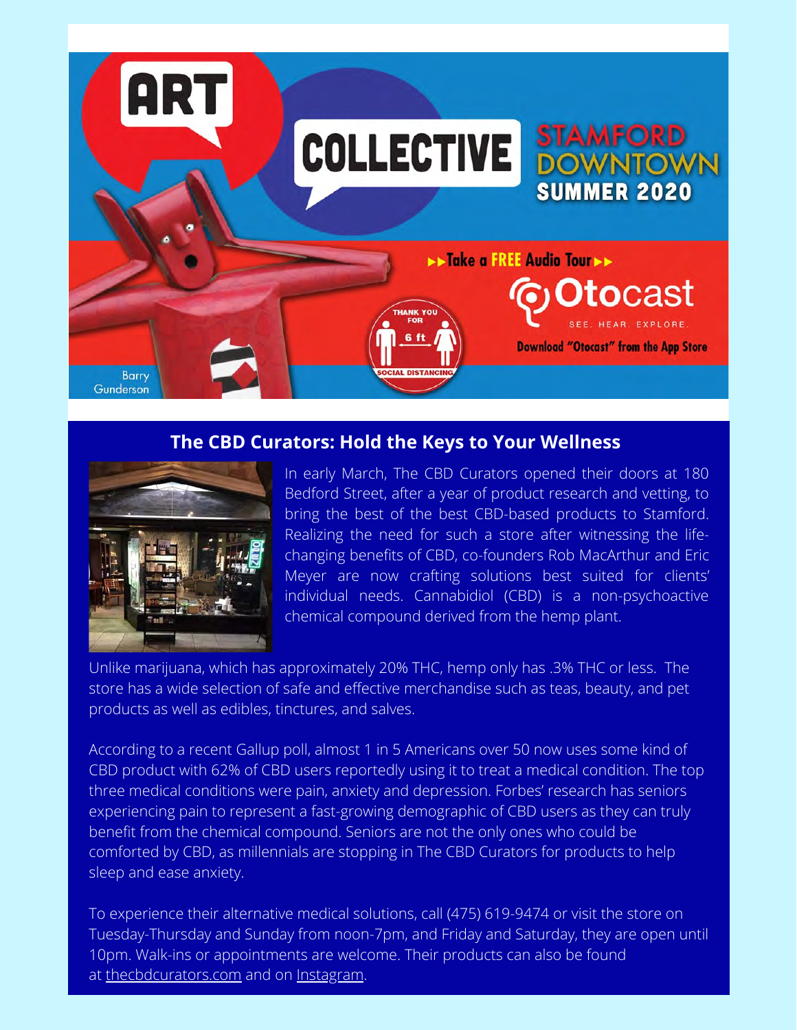ART COLLECTIVE STAMFORD DOWNTOWN SUMMER 2020

▸▸Take a FREE Audio Tour▸▸

Otocast

SEE. HEAR. EXPLORE.

Download "Otocast" from the App Store

THANK YOU FOR 6 ft SOCIAL DISTANCING

Barry Gunderson

## The CBD Curators: Hold the Keys to Your Wellness

In early March, The CBD Curators opened their doors at 180 Bedford Street, after a year of product research and vetting, to bring the best of the best CBD-based products to Stamford. Realizing the need for such a store after witnessing the life-changing benefits of CBD, co-founders Rob MacArthur and Eric Meyer are now crafting solutions best suited for clients' individual needs. Cannabidiol (CBD) is a non-psychoactive chemical compound derived from the hemp plant.

Unlike marijuana, which has approximately 20% THC, hemp only has .3% THC or less. The store has a wide selection of safe and effective merchandise such as teas, beauty, and pet products as well as edibles, tinctures, and salves.

According to a recent Gallup poll, almost 1 in 5 Americans over 50 now uses some kind of CBD product with 62% of CBD users reportedly using it to treat a medical condition. The top three medical conditions were pain, anxiety and depression. Forbes' research has seniors experiencing pain to represent a fast-growing demographic of CBD users as they can truly benefit from the chemical compound. Seniors are not the only ones who could be comforted by CBD, as millennials are stopping in The CBD Curators for products to help sleep and ease anxiety.

To experience their alternative medical solutions, call (475) 619-9474 or visit the store on Tuesday-Thursday and Sunday from noon-7pm, and Friday and Saturday, they are open until 10pm. Walk-ins or appointments are welcome. Their products can also be found at thecbdcurators.com and on Instagram.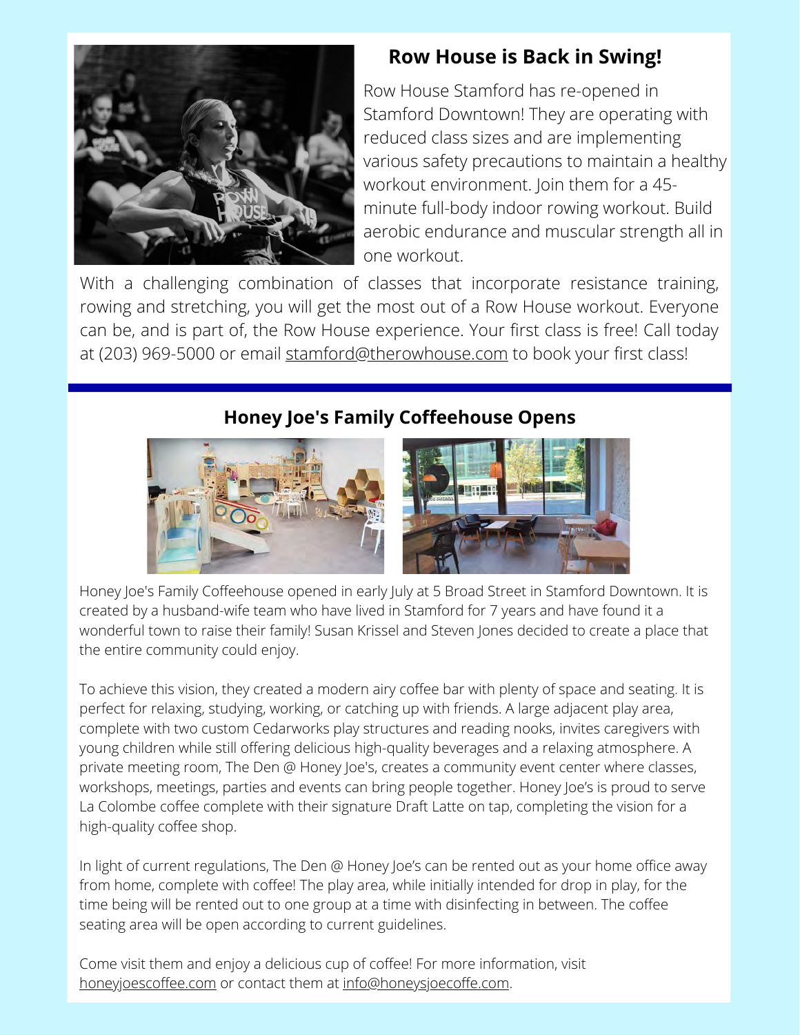## Row House is Back in Swing!

Row House Stamford has re-opened in Stamford Downtown! They are operating with reduced class sizes and are implementing various safety precautions to maintain a healthy workout environment. Join them for a 45-minute full-body indoor rowing workout. Build aerobic endurance and muscular strength all in one workout.

With a challenging combination of classes that incorporate resistance training, rowing and stretching, you will get the most out of a Row House workout. Everyone can be, and is part of, the Row House experience. Your first class is free! Call today at (203) 969-5000 or email stamford@therowhouse.com to book your first class!

## Honey Joe's Family Coffeehouse Opens

Honey Joe's Family Coffeehouse opened in early July at 5 Broad Street in Stamford Downtown. It is created by a husband-wife team who have lived in Stamford for 7 years and have found it a wonderful town to raise their family! Susan Krissel and Steven Jones decided to create a place that the entire community could enjoy.

To achieve this vision, they created a modern airy coffee bar with plenty of space and seating. It is perfect for relaxing, studying, working, or catching up with friends. A large adjacent play area, complete with two custom Cedarworks play structures and reading nooks, invites caregivers with young children while still offering delicious high-quality beverages and a relaxing atmosphere. A private meeting room, The Den @ Honey Joe's, creates a community event center where classes, workshops, meetings, parties and events can bring people together. Honey Joe's is proud to serve La Colombe coffee complete with their signature Draft Latte on tap, completing the vision for a high-quality coffee shop.

In light of current regulations, The Den @ Honey Joe's can be rented out as your home office away from home, complete with coffee! The play area, while initially intended for drop in play, for the time being will be rented out to one group at a time with disinfecting in between. The coffee seating area will be open according to current guidelines.

Come visit them and enjoy a delicious cup of coffee! For more information, visit honeyjoescoffee.com or contact them at info@honeysjoecoffe.com.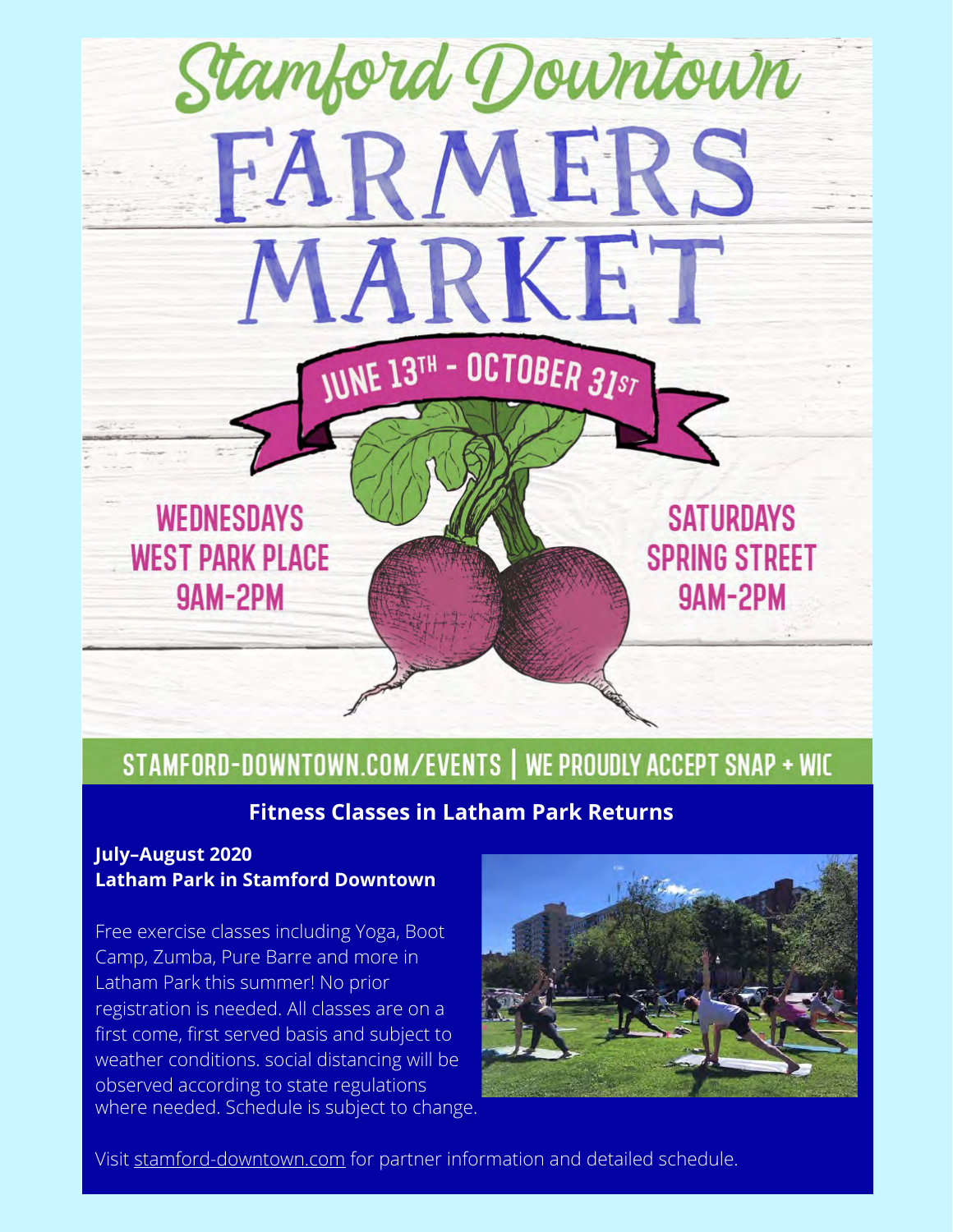# Stamford Downtown FARMERS MARKET

**JUNE 13TH - OCTOBER 31ST**

**WEDNESDAYS**
**WEST PARK PLACE**
**9AM-2PM**

**SATURDAYS**
**SPRING STREET**
**9AM-2PM**

STAMFORD-DOWNTOWN.COM/EVENTS | WE PROUDLY ACCEPT SNAP + WIC

## Fitness Classes in Latham Park Returns

**July–August 2020**
**Latham Park in Stamford Downtown**

Free exercise classes including Yoga, Boot Camp, Zumba, Pure Barre and more in Latham Park this summer! No prior registration is needed. All classes are on a first come, first served basis and subject to weather conditions. social distancing will be observed according to state regulations where needed. Schedule is subject to change.

Visit stamford-downtown.com for partner information and detailed schedule.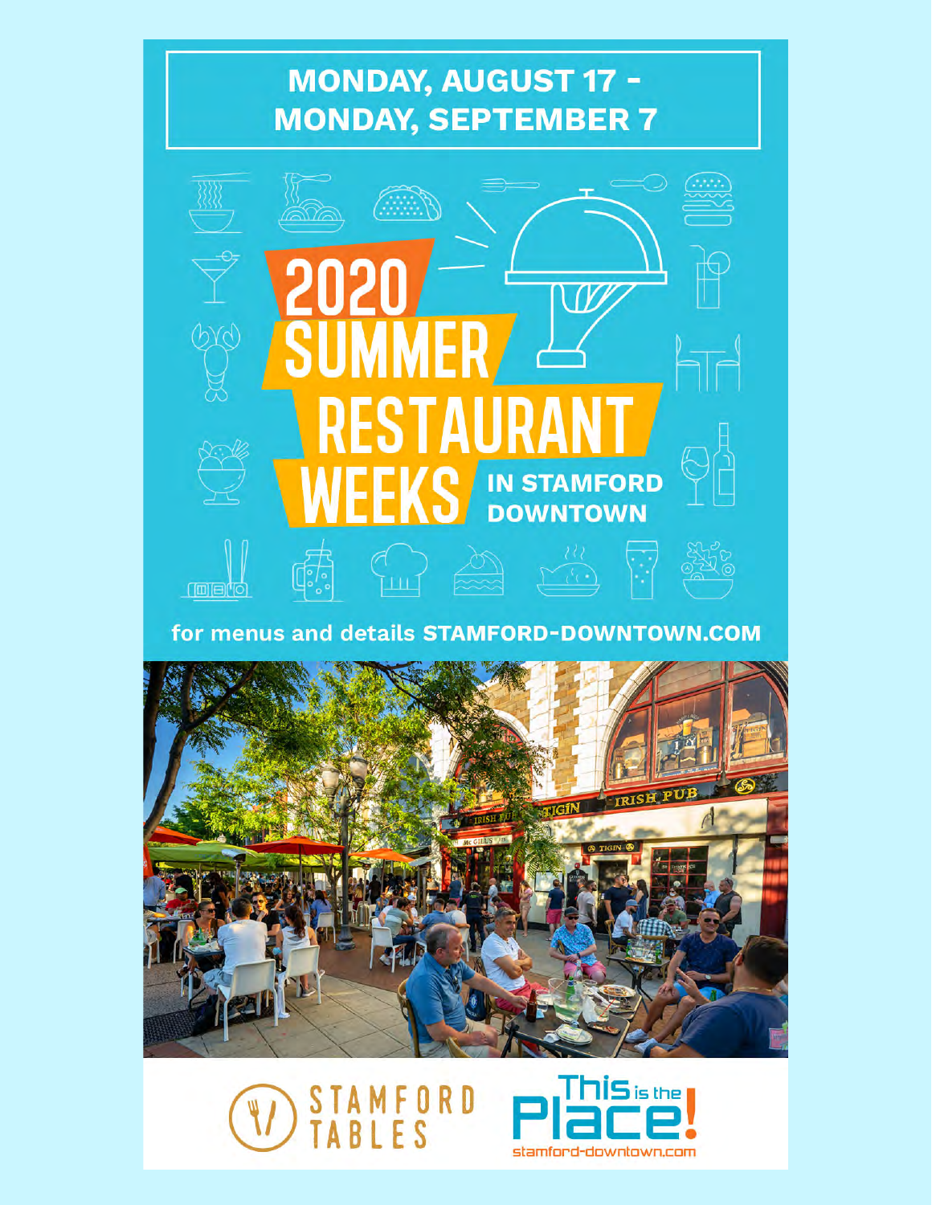**MONDAY, AUGUST 17 - MONDAY, SEPTEMBER 7**

# 2020 SUMMER RESTAURANT WEEKS

## IN STAMFORD DOWNTOWN

for menus and details **STAMFORD-DOWNTOWN.COM**

STAMFORD TABLES

This is the Place!

stamford-downtown.com